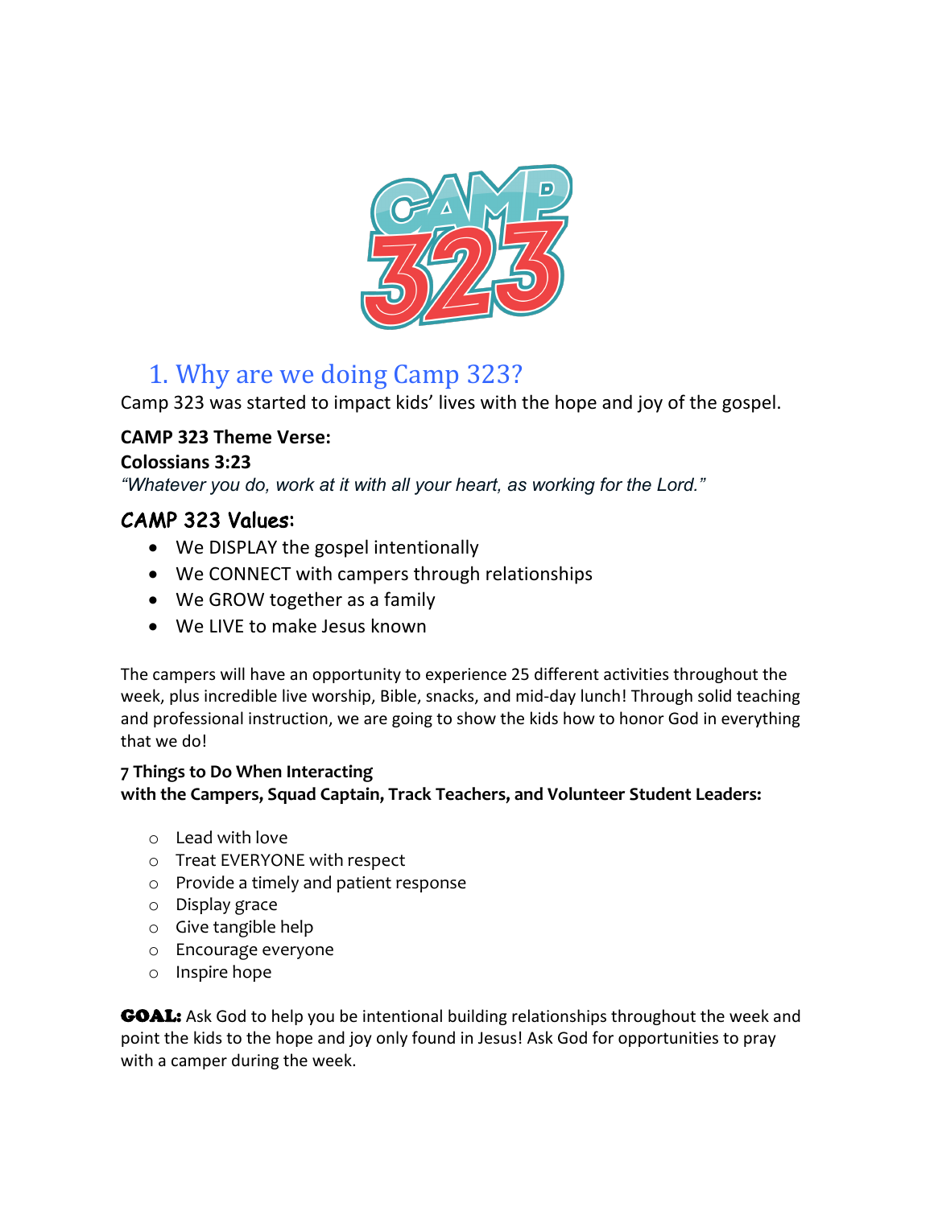CAMP 323

## 1. Why are we doing Camp 323?

Camp 323 was started to impact kids' lives with the hope and joy of the gospel.

**CAMP 323 Theme Verse:**
**Colossians 3:23**
*"Whatever you do, work at it with all your heart, as working for the Lord."*

### CAMP 323 Values:

- We DISPLAY the gospel intentionally
- We CONNECT with campers through relationships
- We GROW together as a family
- We LIVE to make Jesus known

The campers will have an opportunity to experience 25 different activities throughout the week, plus incredible live worship, Bible, snacks, and mid-day lunch! Through solid teaching and professional instruction, we are going to show the kids how to honor God in everything that we do!

**7 Things to Do When Interacting**
**with the Campers, Squad Captain, Track Teachers, and Volunteer Student Leaders:**

- Lead with love
- Treat EVERYONE with respect
- Provide a timely and patient response
- Display grace
- Give tangible help
- Encourage everyone
- Inspire hope

**GOAL:** Ask God to help you be intentional building relationships throughout the week and point the kids to the hope and joy only found in Jesus! Ask God for opportunities to pray with a camper during the week.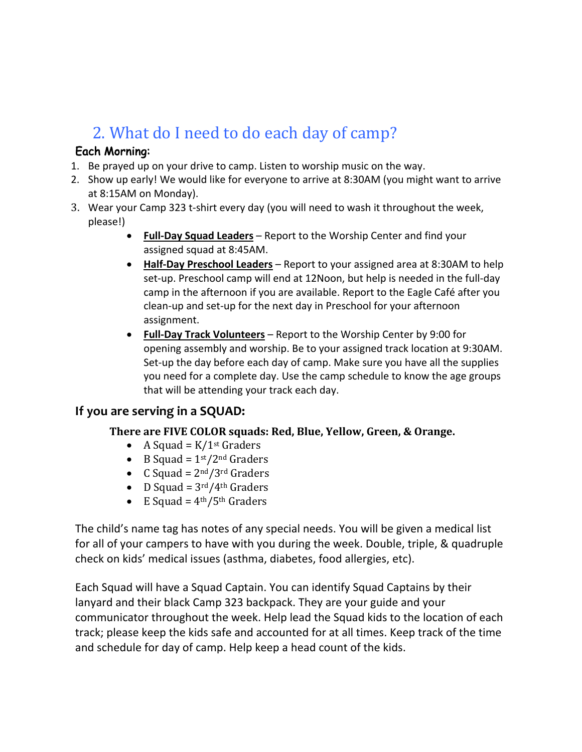## 2. What do I need to do each day of camp?

**Each Morning:**

1. Be prayed up on your drive to camp. Listen to worship music on the way.
2. Show up early! We would like for everyone to arrive at 8:30AM (you might want to arrive at 8:15AM on Monday).
3. Wear your Camp 323 t-shirt every day (you will need to wash it throughout the week, please!)
   - **Full-Day Squad Leaders** – Report to the Worship Center and find your assigned squad at 8:45AM.
   - **Half-Day Preschool Leaders** – Report to your assigned area at 8:30AM to help set-up. Preschool camp will end at 12Noon, but help is needed in the full-day camp in the afternoon if you are available. Report to the Eagle Café after you clean-up and set-up for the next day in Preschool for your afternoon assignment.
   - **Full-Day Track Volunteers** – Report to the Worship Center by 9:00 for opening assembly and worship. Be to your assigned track location at 9:30AM. Set-up the day before each day of camp. Make sure you have all the supplies you need for a complete day. Use the camp schedule to know the age groups that will be attending your track each day.

### If you are serving in a SQUAD:

**There are FIVE COLOR squads: Red, Blue, Yellow, Green, & Orange.**

- A Squad = K/1st Graders
- B Squad = 1st/2nd Graders
- C Squad = 2nd/3rd Graders
- D Squad = 3rd/4th Graders
- E Squad = 4th/5th Graders

The child's name tag has notes of any special needs. You will be given a medical list for all of your campers to have with you during the week. Double, triple, & quadruple check on kids' medical issues (asthma, diabetes, food allergies, etc).

Each Squad will have a Squad Captain. You can identify Squad Captains by their lanyard and their black Camp 323 backpack. They are your guide and your communicator throughout the week. Help lead the Squad kids to the location of each track; please keep the kids safe and accounted for at all times. Keep track of the time and schedule for day of camp. Help keep a head count of the kids.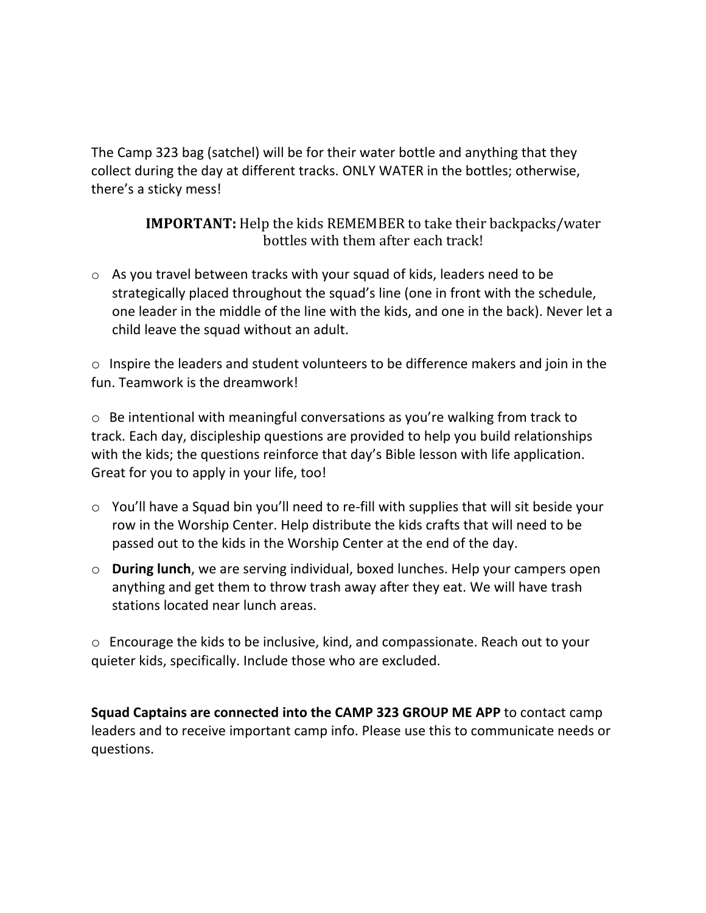The Camp 323 bag (satchel) will be for their water bottle and anything that they collect during the day at different tracks. ONLY WATER in the bottles; otherwise, there's a sticky mess!

**IMPORTANT:** Help the kids REMEMBER to take their backpacks/water bottles with them after each track!

- As you travel between tracks with your squad of kids, leaders need to be strategically placed throughout the squad's line (one in front with the schedule, one leader in the middle of the line with the kids, and one in the back). Never let a child leave the squad without an adult.

- Inspire the leaders and student volunteers to be difference makers and join in the fun. Teamwork is the dreamwork!

- Be intentional with meaningful conversations as you're walking from track to track. Each day, discipleship questions are provided to help you build relationships with the kids; the questions reinforce that day's Bible lesson with life application. Great for you to apply in your life, too!

- You'll have a Squad bin you'll need to re-fill with supplies that will sit beside your row in the Worship Center. Help distribute the kids crafts that will need to be passed out to the kids in the Worship Center at the end of the day.
- **During lunch**, we are serving individual, boxed lunches. Help your campers open anything and get them to throw trash away after they eat. We will have trash stations located near lunch areas.

- Encourage the kids to be inclusive, kind, and compassionate. Reach out to your quieter kids, specifically. Include those who are excluded.

**Squad Captains are connected into the CAMP 323 GROUP ME APP** to contact camp leaders and to receive important camp info. Please use this to communicate needs or questions.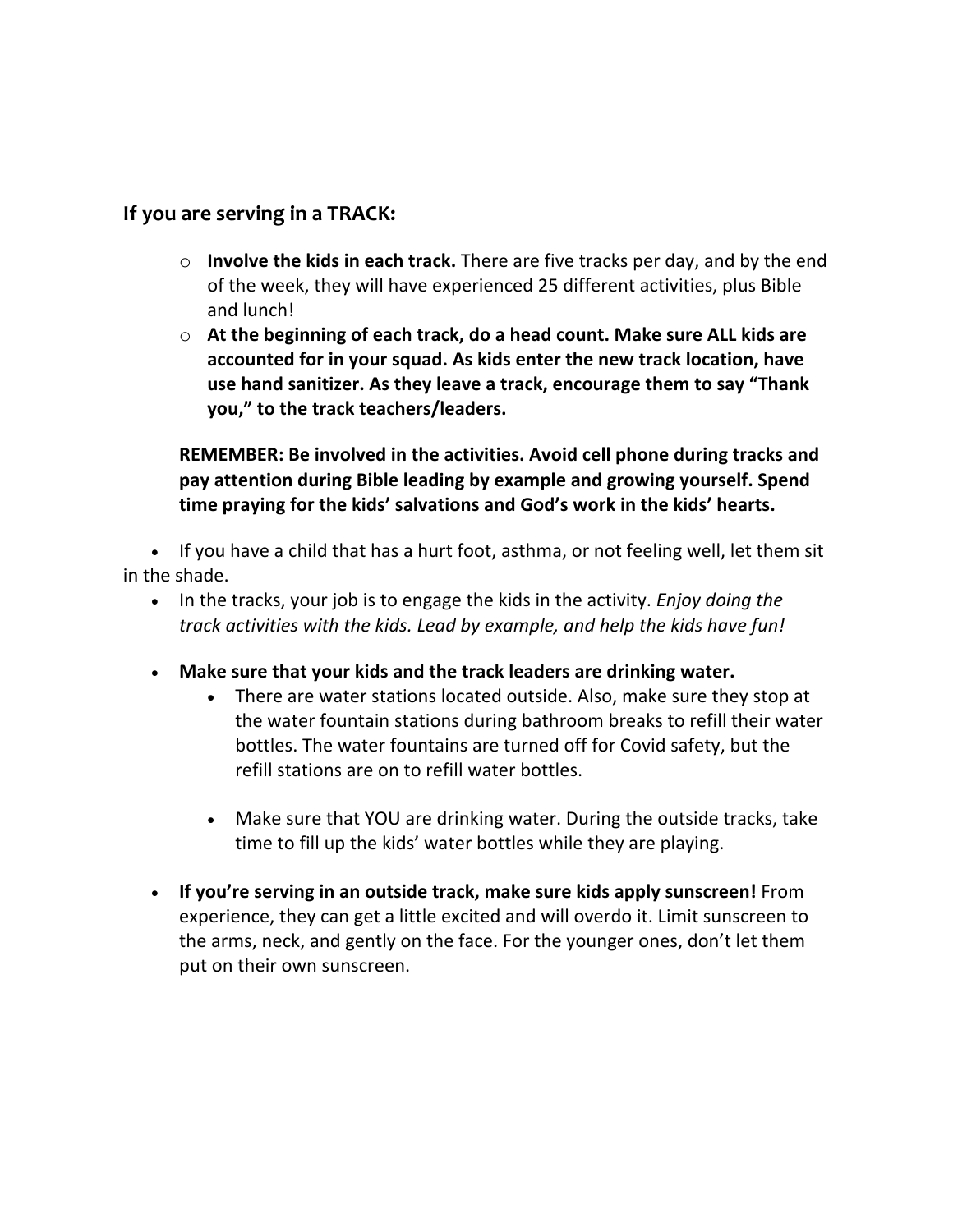### If you are serving in a TRACK:

- **Involve the kids in each track.** There are five tracks per day, and by the end of the week, they will have experienced 25 different activities, plus Bible and lunch!
- **At the beginning of each track, do a head count. Make sure ALL kids are accounted for in your squad. As kids enter the new track location, have use hand sanitizer. As they leave a track, encourage them to say "Thank you," to the track teachers/leaders.**

  **REMEMBER: Be involved in the activities. Avoid cell phone during tracks and pay attention during Bible leading by example and growing yourself. Spend time praying for the kids' salvations and God's work in the kids' hearts.**

- If you have a child that has a hurt foot, asthma, or not feeling well, let them sit in the shade.
- In the tracks, your job is to engage the kids in the activity. *Enjoy doing the track activities with the kids. Lead by example, and help the kids have fun!*
- **Make sure that your kids and the track leaders are drinking water.**
  - There are water stations located outside. Also, make sure they stop at the water fountain stations during bathroom breaks to refill their water bottles. The water fountains are turned off for Covid safety, but the refill stations are on to refill water bottles.
  - Make sure that YOU are drinking water. During the outside tracks, take time to fill up the kids' water bottles while they are playing.
- **If you're serving in an outside track, make sure kids apply sunscreen!** From experience, they can get a little excited and will overdo it. Limit sunscreen to the arms, neck, and gently on the face. For the younger ones, don't let them put on their own sunscreen.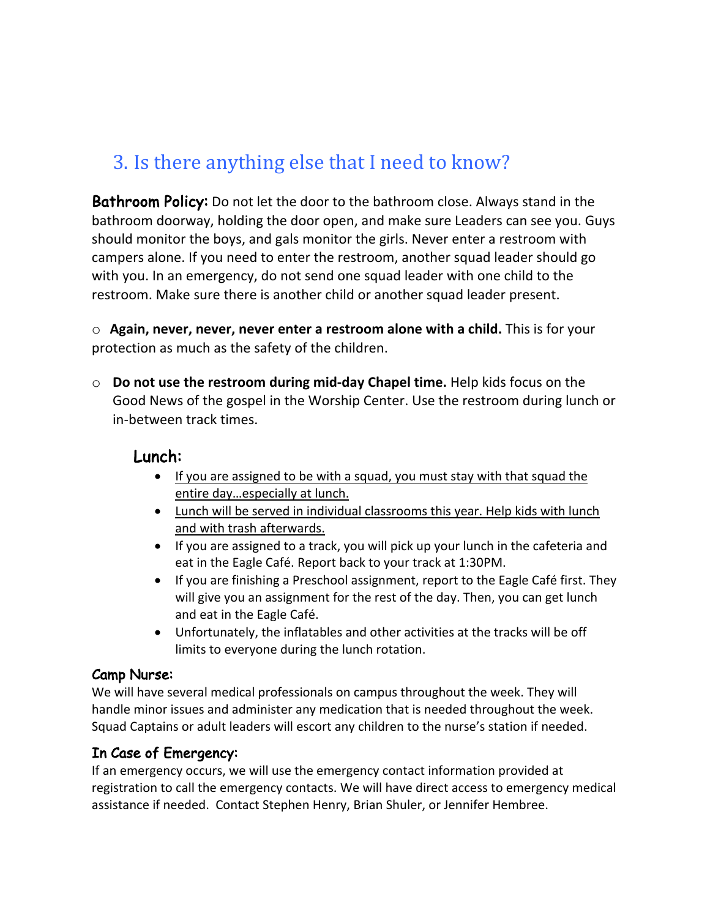## 3. Is there anything else that I need to know?

**Bathroom Policy:** Do not let the door to the bathroom close. Always stand in the bathroom doorway, holding the door open, and make sure Leaders can see you. Guys should monitor the boys, and gals monitor the girls. Never enter a restroom with campers alone. If you need to enter the restroom, another squad leader should go with you. In an emergency, do not send one squad leader with one child to the restroom. Make sure there is another child or another squad leader present.

- **Again, never, never, never enter a restroom alone with a child.** This is for your protection as much as the safety of the children.

- **Do not use the restroom during mid-day Chapel time.** Help kids focus on the Good News of the gospel in the Worship Center. Use the restroom during lunch or in-between track times.

### Lunch:

- <u>If you are assigned to be with a squad, you must stay with that squad the entire day…especially at lunch.</u>
- <u>Lunch will be served in individual classrooms this year. Help kids with lunch and with trash afterwards.</u>
- If you are assigned to a track, you will pick up your lunch in the cafeteria and eat in the Eagle Café. Report back to your track at 1:30PM.
- If you are finishing a Preschool assignment, report to the Eagle Café first. They will give you an assignment for the rest of the day. Then, you can get lunch and eat in the Eagle Café.
- Unfortunately, the inflatables and other activities at the tracks will be off limits to everyone during the lunch rotation.

**Camp Nurse:**

We will have several medical professionals on campus throughout the week. They will handle minor issues and administer any medication that is needed throughout the week. Squad Captains or adult leaders will escort any children to the nurse's station if needed.

**In Case of Emergency:**

If an emergency occurs, we will use the emergency contact information provided at registration to call the emergency contacts. We will have direct access to emergency medical assistance if needed. Contact Stephen Henry, Brian Shuler, or Jennifer Hembree.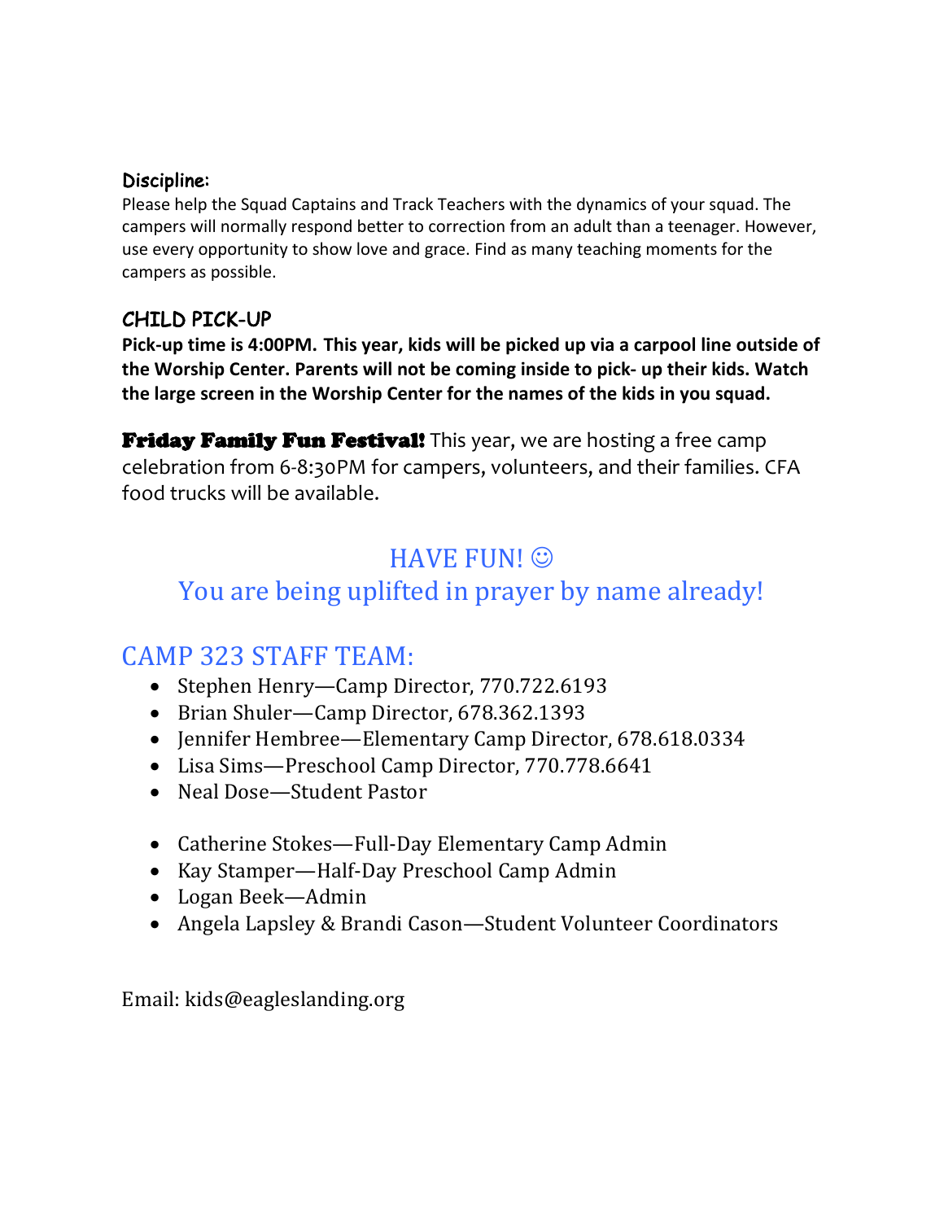### Discipline:

Please help the Squad Captains and Track Teachers with the dynamics of your squad. The campers will normally respond better to correction from an adult than a teenager. However, use every opportunity to show love and grace. Find as many teaching moments for the campers as possible.

### CHILD PICK-UP

**Pick-up time is 4:00PM. This year, kids will be picked up via a carpool line outside of the Worship Center. Parents will not be coming inside to pick- up their kids. Watch the large screen in the Worship Center for the names of the kids in you squad.**

**Friday Family Fun Festival!** This year, we are hosting a free camp celebration from 6-8:30PM for campers, volunteers, and their families. CFA food trucks will be available.

## HAVE FUN! ☺

## You are being uplifted in prayer by name already!

## CAMP 323 STAFF TEAM:

- Stephen Henry—Camp Director, 770.722.6193
- Brian Shuler—Camp Director, 678.362.1393
- Jennifer Hembree—Elementary Camp Director, 678.618.0334
- Lisa Sims—Preschool Camp Director, 770.778.6641
- Neal Dose—Student Pastor

- Catherine Stokes—Full-Day Elementary Camp Admin
- Kay Stamper—Half-Day Preschool Camp Admin
- Logan Beek—Admin
- Angela Lapsley & Brandi Cason—Student Volunteer Coordinators

Email: kids@eagleslanding.org